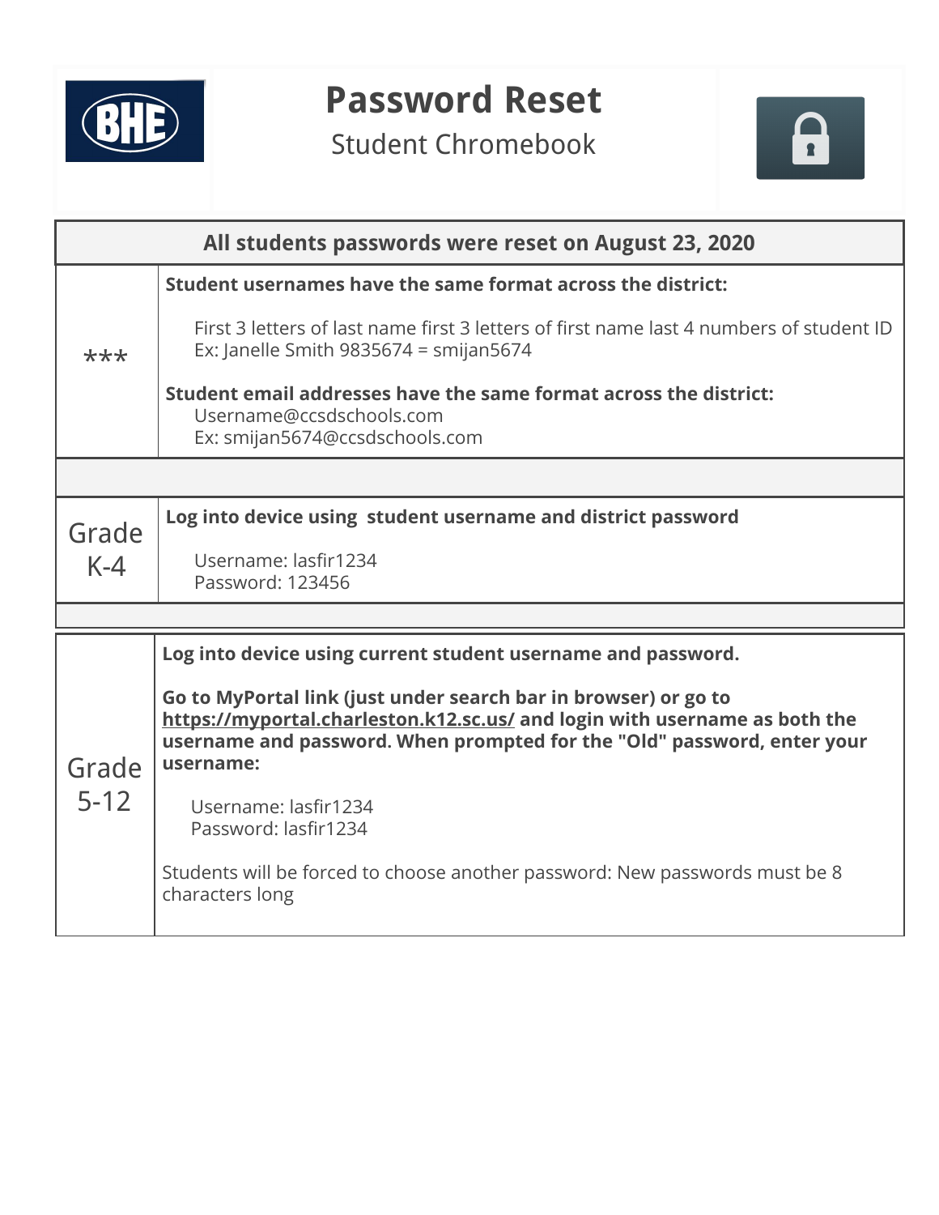# Password Reset

Student Chromebook

| All students passwords were reset on August 23, 2020 | |
|---|---|
| *** | **Student usernames have the same format across the district:**<br><br>First 3 letters of last name first 3 letters of first name last 4 numbers of student ID<br>Ex: Janelle Smith 9835674 = smijan5674<br><br>**Student email addresses have the same format across the district:**<br>Username@ccsdschools.com<br>Ex: smijan5674@ccsdschools.com |
| | |
| Grade K-4 | **Log into device using student username and district password**<br><br>Username: lasfir1234<br>Password: 123456 |
| | |
| Grade 5-12 | **Log into device using current student username and password.**<br><br>**Go to MyPortal link (just under search bar in browser) or go to https://myportal.charleston.k12.sc.us/ and login with username as both the username and password. When prompted for the "Old" password, enter your username:**<br><br>Username: lasfir1234<br>Password: lasfir1234<br><br>Students will be forced to choose another password: New passwords must be 8 characters long |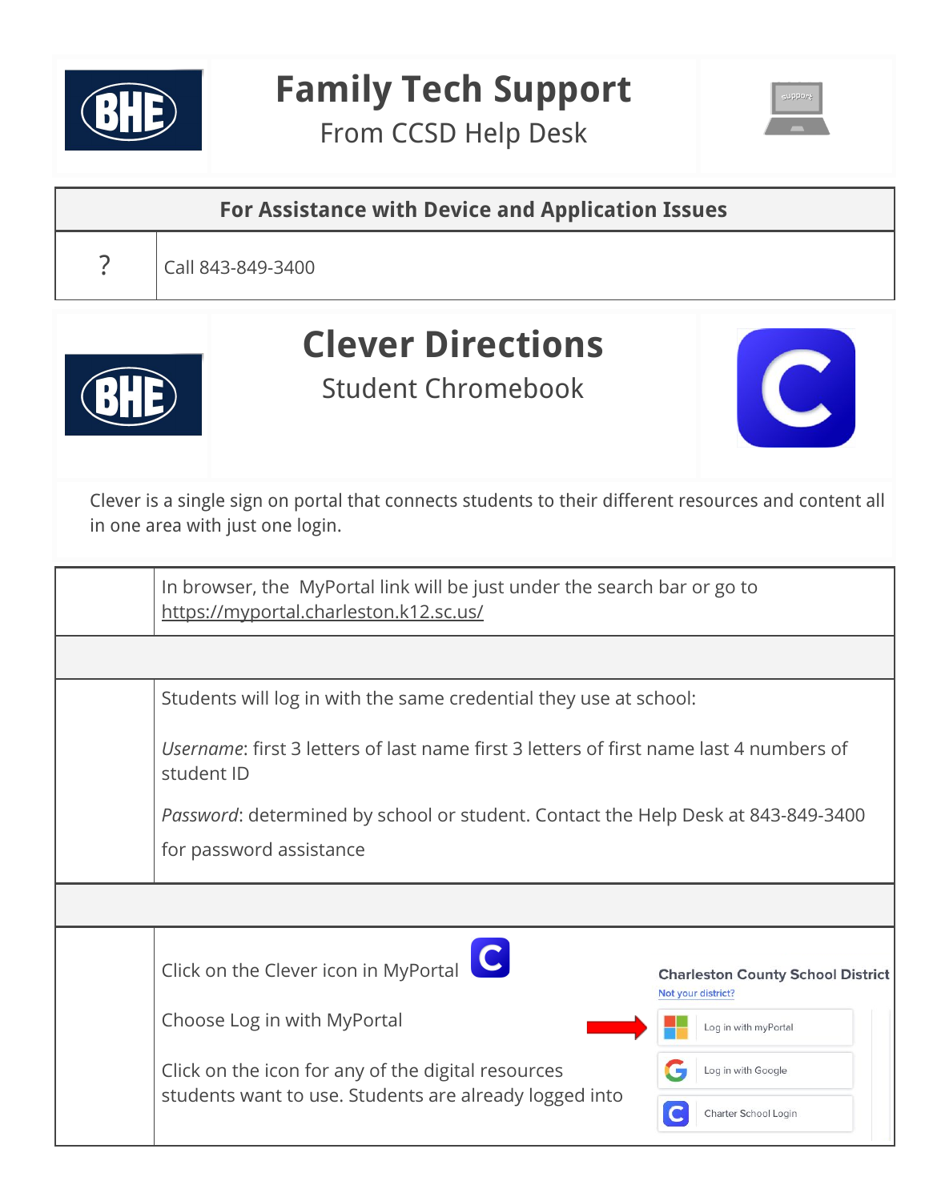# Family Tech Support

From CCSD Help Desk

| For Assistance with Device and Application Issues | |
|---|---|
| ? | Call 843-849-3400 |

# Clever Directions

Student Chromebook

Clever is a single sign on portal that connects students to their different resources and content all in one area with just one login.

| | |
|---|---|
| | In browser, the MyPortal link will be just under the search bar or go to https://myportal.charleston.k12.sc.us/ |
| | |
| | Students will log in with the same credential they use at school:<br><br>*Username*: first 3 letters of last name first 3 letters of first name last 4 numbers of student ID<br><br>*Password*: determined by school or student. Contact the Help Desk at 843-849-3400 for password assistance |
| | |
| | Click on the Clever icon in MyPortal<br><br>Choose Log in with MyPortal<br><br>Click on the icon for any of the digital resources students want to use. Students are already logged into |

Charleston County School District
Not your district?
Log in with myPortal
Log in with Google
Charter School Login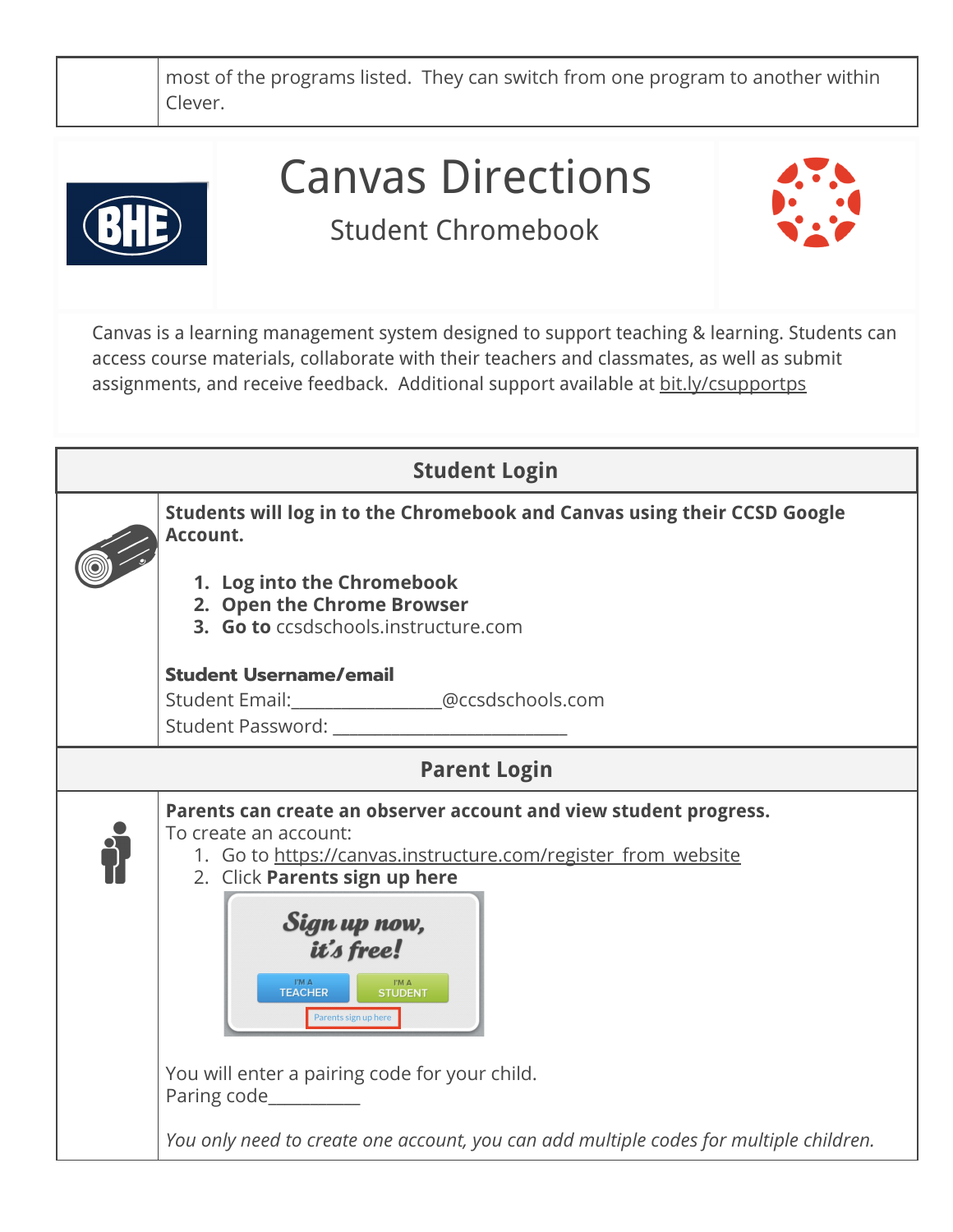| | |
|---|---|
| | most of the programs listed. They can switch from one program to another within Clever. |

# Canvas Directions

## Student Chromebook

Canvas is a learning management system designed to support teaching & learning. Students can access course materials, collaborate with their teachers and classmates, as well as submit assignments, and receive feedback. Additional support available at bit.ly/csupportps

## Student Login

**Students will log in to the Chromebook and Canvas using their CCSD Google Account.**

1. **Log into the Chromebook**
2. **Open the Chrome Browser**
3. **Go to** ccsdschools.instructure.com

**Student Username/email**
Student Email:________________@ccsdschools.com
Student Password: __________________________

## Parent Login

**Parents can create an observer account and view student progress.**
To create an account:

1. Go to https://canvas.instructure.com/register_from_website
2. Click **Parents sign up here**

Sign up now, it's free!
I'M A TEACHER
I'M A STUDENT
Parents sign up here

You will enter a pairing code for your child.
Paring code__________

*You only need to create one account, you can add multiple codes for multiple children.*